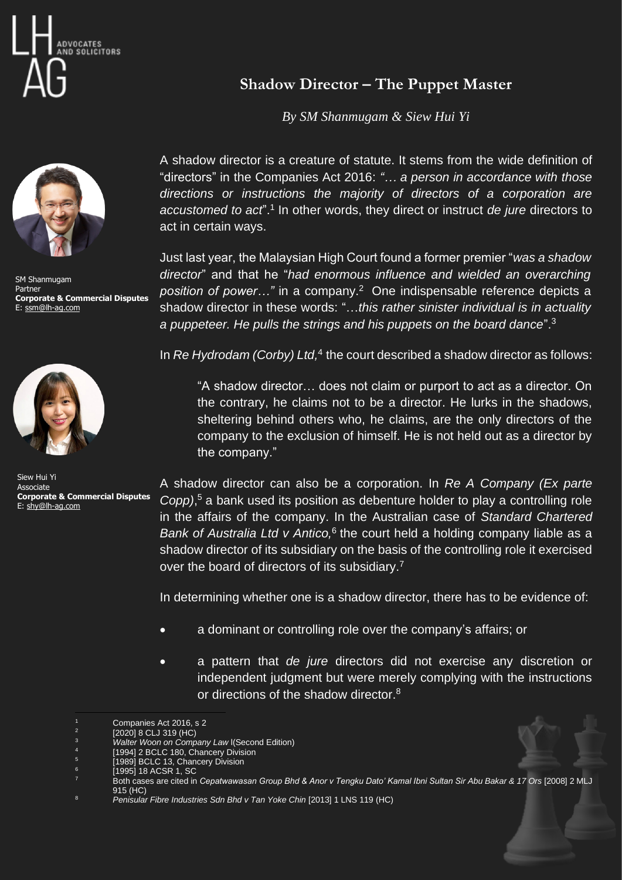# Shadow Director – The Puppet Master

*By SM Shanmugam & Siew Hui Yi*

SM Shanmugam
Partner
**Corporate & Commercial Disputes**
E: ssm@lh-ag.com

Siew Hui Yi
Associate
**Corporate & Commercial Disputes**
E: shy@lh-ag.com

A shadow director is a creature of statute. It stems from the wide definition of "directors" in the Companies Act 2016: *"… a person in accordance with those directions or instructions the majority of directors of a corporation are accustomed to act"*.[1] In other words, they direct or instruct *de jure* directors to act in certain ways.

Just last year, the Malaysian High Court found a former premier "*was a shadow director*" and that he "*had enormous influence and wielded an overarching position of power…"* in a company.[2] One indispensable reference depicts a shadow director in these words: "…*this rather sinister individual is in actuality a puppeteer. He pulls the strings and his puppets on the board dance*".[3]

In *Re Hydrodam (Corby) Ltd,*[4] the court described a shadow director as follows:

> "A shadow director… does not claim or purport to act as a director. On the contrary, he claims not to be a director. He lurks in the shadows, sheltering behind others who, he claims, are the only directors of the company to the exclusion of himself. He is not held out as a director by the company."

A shadow director can also be a corporation. In *Re A Company (Ex parte Copp)*,[5] a bank used its position as debenture holder to play a controlling role in the affairs of the company. In the Australian case of *Standard Chartered Bank of Australia Ltd v Antico,*[6] the court held a holding company liable as a shadow director of its subsidiary on the basis of the controlling role it exercised over the board of directors of its subsidiary.[7]

In determining whether one is a shadow director, there has to be evidence of:

- a dominant or controlling role over the company's affairs; or
- a pattern that *de jure* directors did not exercise any discretion or independent judgment but were merely complying with the instructions or directions of the shadow director.[8]

---

[1] Companies Act 2016, s 2
[2] [2020] 8 CLJ 319 (HC)
[3] *Walter Woon on Company Law* l(Second Edition)
[4] [1994] 2 BCLC 180, Chancery Division
[5] [1989] BCLC 13, Chancery Division
[6] [1995] 18 ACSR 1, SC
[7] Both cases are cited in *Cepatwawasan Group Bhd & Anor v Tengku Dato' Kamal Ibni Sultan Sir Abu Bakar & 17 Ors* [2008] 2 MLJ 915 (HC)
[8] *Penisular Fibre Industries Sdn Bhd v Tan Yoke Chin* [2013] 1 LNS 119 (HC)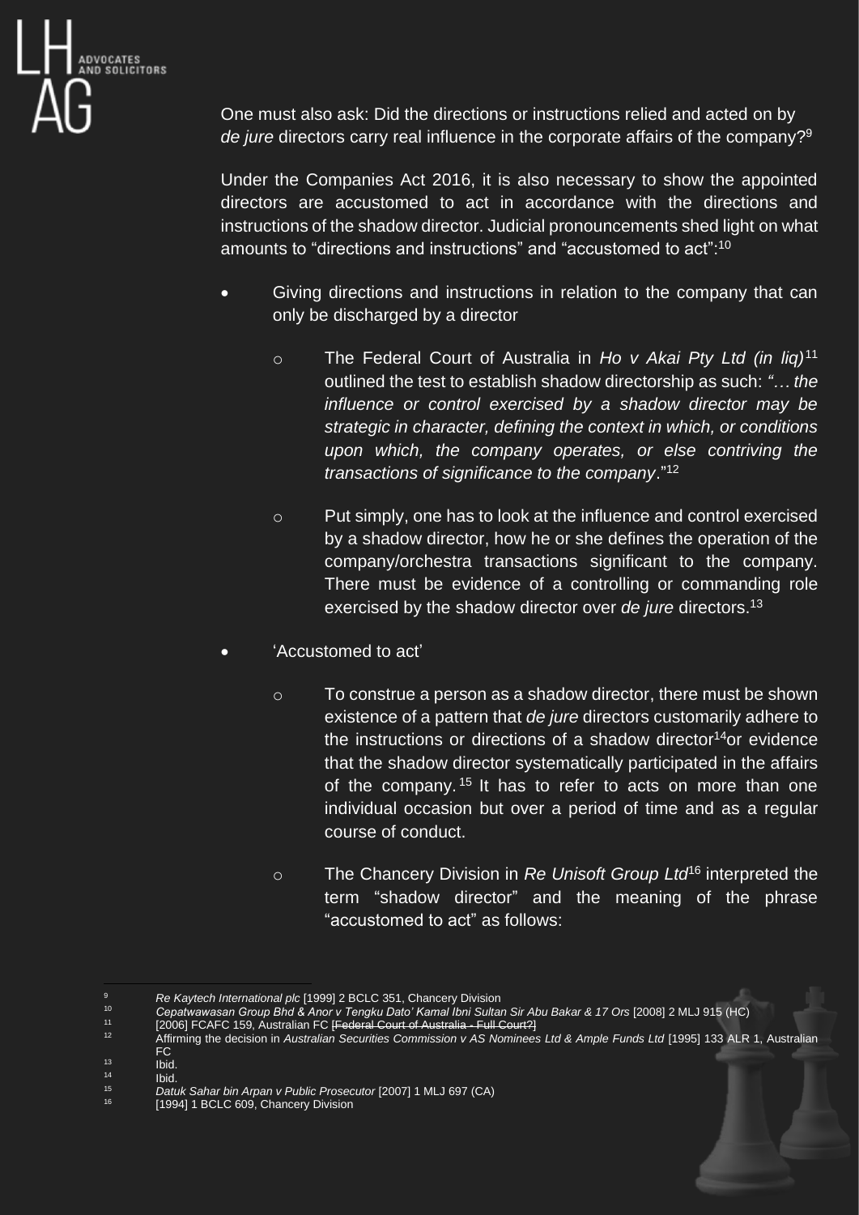One must also ask: Did the directions or instructions relied and acted on by *de jure* directors carry real influence in the corporate affairs of the company?[9]

Under the Companies Act 2016, it is also necessary to show the appointed directors are accustomed to act in accordance with the directions and instructions of the shadow director. Judicial pronouncements shed light on what amounts to "directions and instructions" and "accustomed to act":[10]

- Giving directions and instructions in relation to the company that can only be discharged by a director
    - The Federal Court of Australia in *Ho v Akai Pty Ltd (in liq)*[11] outlined the test to establish shadow directorship as such: *"… the influence or control exercised by a shadow director may be strategic in character, defining the context in which, or conditions upon which, the company operates, or else contriving the transactions of significance to the company*."[12]
    - Put simply, one has to look at the influence and control exercised by a shadow director, how he or she defines the operation of the company/orchestra transactions significant to the company. There must be evidence of a controlling or commanding role exercised by the shadow director over *de jure* directors.[13]
- 'Accustomed to act'
    - To construe a person as a shadow director, there must be shown existence of a pattern that *de jure* directors customarily adhere to the instructions or directions of a shadow director[14] or evidence that the shadow director systematically participated in the affairs of the company.[15] It has to refer to acts on more than one individual occasion but over a period of time and as a regular course of conduct.
    - The Chancery Division in *Re Unisoft Group Ltd*[16] interpreted the term "shadow director" and the meaning of the phrase "accustomed to act" as follows:

---

[9] *Re Kaytech International plc* [1999] 2 BCLC 351, Chancery Division

[10] *Cepatwawasan Group Bhd & Anor v Tengku Dato' Kamal Ibni Sultan Sir Abu Bakar & 17 Ors* [2008] 2 MLJ 915 (HC)

[11] [2006] FCAFC 159, Australian FC ~~[Federal Court of Australia - Full Court?]~~

[12] Affirming the decision in *Australian Securities Commission v AS Nominees Ltd & Ample Funds Ltd* [1995] 133 ALR 1, Australian FC

[13] Ibid.

[14] Ibid.

[15] *Datuk Sahar bin Arpan v Public Prosecutor* [2007] 1 MLJ 697 (CA)

[16] [1994] 1 BCLC 609, Chancery Division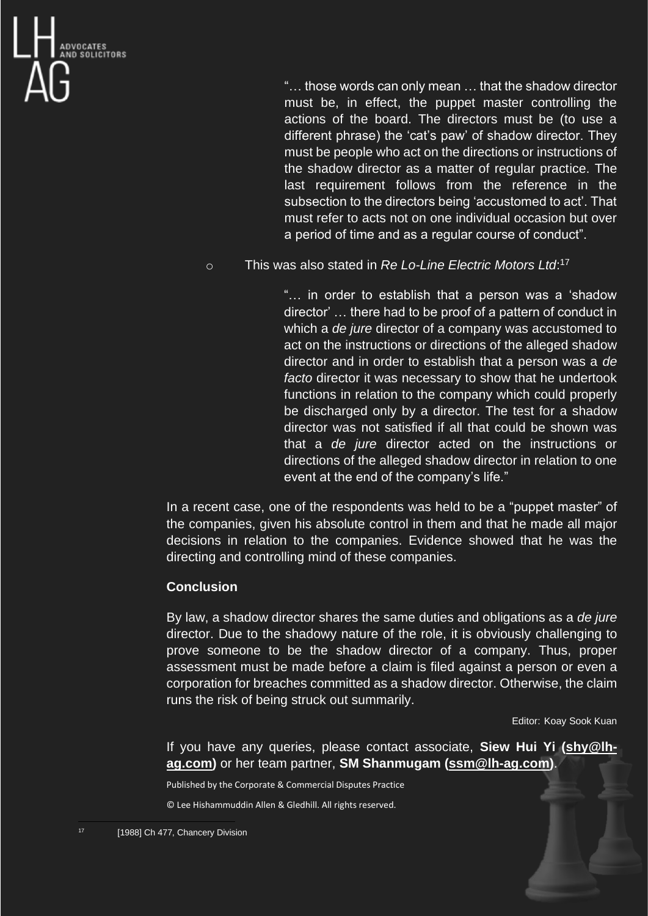> "… those words can only mean … that the shadow director must be, in effect, the puppet master controlling the actions of the board. The directors must be (to use a different phrase) the 'cat's paw' of shadow director. They must be people who act on the directions or instructions of the shadow director as a matter of regular practice. The last requirement follows from the reference in the subsection to the directors being 'accustomed to act'. That must refer to acts not on one individual occasion but over a period of time and as a regular course of conduct".

- This was also stated in *Re Lo-Line Electric Motors Ltd*:[17]

> "… in order to establish that a person was a 'shadow director' … there had to be proof of a pattern of conduct in which a *de jure* director of a company was accustomed to act on the instructions or directions of the alleged shadow director and in order to establish that a person was a *de facto* director it was necessary to show that he undertook functions in relation to the company which could properly be discharged only by a director. The test for a shadow director was not satisfied if all that could be shown was that a *de jure* director acted on the instructions or directions of the alleged shadow director in relation to one event at the end of the company's life."

In a recent case, one of the respondents was held to be a "puppet master" of the companies, given his absolute control in them and that he made all major decisions in relation to the companies. Evidence showed that he was the directing and controlling mind of these companies.

**Conclusion**

By law, a shadow director shares the same duties and obligations as a *de jure* director. Due to the shadowy nature of the role, it is obviously challenging to prove someone to be the shadow director of a company. Thus, proper assessment must be made before a claim is filed against a person or even a corporation for breaches committed as a shadow director. Otherwise, the claim runs the risk of being struck out summarily.

Editor: Koay Sook Kuan

If you have any queries, please contact associate, **Siew Hui Yi (shy@lh-ag.com)** or her team partner, **SM Shanmugam (ssm@lh-ag.com)**.

Published by the Corporate & Commercial Disputes Practice

© Lee Hishammuddin Allen & Gledhill. All rights reserved.

[17] [1988] Ch 477, Chancery Division